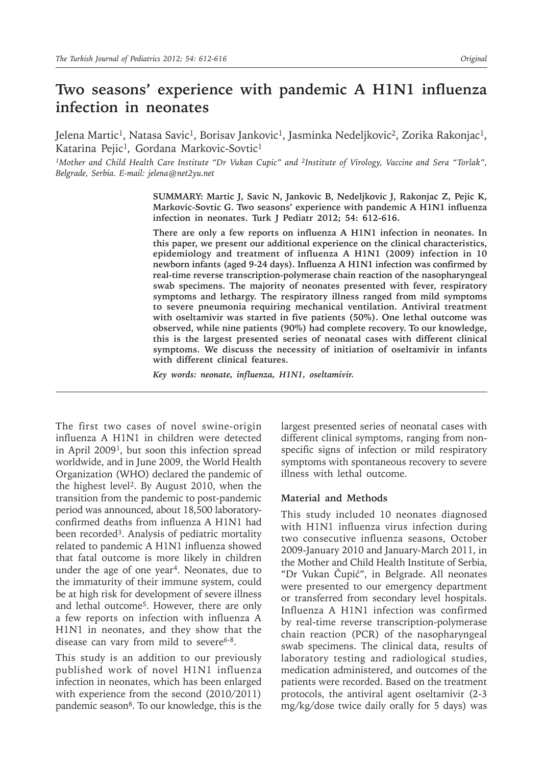# Two seasons' experience with pandemic A H1N1 influenza infection in neonates

Jelena Martic[1], Natasa Savic[1], Borisav Jankovic[1], Jasminka Nedeljkovic[2], Zorika Rakonjac[1], Katarina Pejic[1], Gordana Markovic-Sovtic[1]

[1]*Mother and Child Health Care Institute "Dr Vukan Cupic" and* [2]*Institute of Virology, Vaccine and Sera "Torlak", Belgrade, Serbia. E-mail: jelena@net2yu.net*

**SUMMARY: Martic J, Savic N, Jankovic B, Nedeljkovic J, Rakonjac Z, Pejic K, Markovic-Sovtic G. Two seasons' experience with pandemic A H1N1 influenza infection in neonates. Turk J Pediatr 2012; 54: 612-616.**

**There are only a few reports on influenza A H1N1 infection in neonates. In this paper, we present our additional experience on the clinical characteristics, epidemiology and treatment of influenza A H1N1 (2009) infection in 10 newborn infants (aged 9-24 days). Influenza A H1N1 infection was confirmed by real-time reverse transcription-polymerase chain reaction of the nasopharyngeal swab specimens. The majority of neonates presented with fever, respiratory symptoms and lethargy. The respiratory illness ranged from mild symptoms to severe pneumonia requiring mechanical ventilation. Antiviral treatment with oseltamivir was started in five patients (50%). One lethal outcome was observed, while nine patients (90%) had complete recovery. To our knowledge, this is the largest presented series of neonatal cases with different clinical symptoms. We discuss the necessity of initiation of oseltamivir in infants with different clinical features.**

*Key words: neonate, influenza, H1N1, oseltamivir.*

The first two cases of novel swine-origin influenza A H1N1 in children were detected in April 2009[1], but soon this infection spread worldwide, and in June 2009, the World Health Organization (WHO) declared the pandemic of the highest level[2]. By August 2010, when the transition from the pandemic to post-pandemic period was announced, about 18,500 laboratory-confirmed deaths from influenza A H1N1 had been recorded[3]. Analysis of pediatric mortality related to pandemic A H1N1 influenza showed that fatal outcome is more likely in children under the age of one year[4]. Neonates, due to the immaturity of their immune system, could be at high risk for development of severe illness and lethal outcome[5]. However, there are only a few reports on infection with influenza A H1N1 in neonates, and they show that the disease can vary from mild to severe[6-8].

This study is an addition to our previously published work of novel H1N1 influenza infection in neonates, which has been enlarged with experience from the second (2010/2011) pandemic season[8]. To our knowledge, this is the largest presented series of neonatal cases with different clinical symptoms, ranging from non-specific signs of infection or mild respiratory symptoms with spontaneous recovery to severe illness with lethal outcome.

## Material and Methods

This study included 10 neonates diagnosed with H1N1 influenza virus infection during two consecutive influenza seasons, October 2009-January 2010 and January-March 2011, in the Mother and Child Health Institute of Serbia, "Dr Vukan Čupić", in Belgrade. All neonates were presented to our emergency department or transferred from secondary level hospitals. Influenza A H1N1 infection was confirmed by real-time reverse transcription-polymerase chain reaction (PCR) of the nasopharyngeal swab specimens. The clinical data, results of laboratory testing and radiological studies, medication administered, and outcomes of the patients were recorded. Based on the treatment protocols, the antiviral agent oseltamivir (2-3 mg/kg/dose twice daily orally for 5 days) was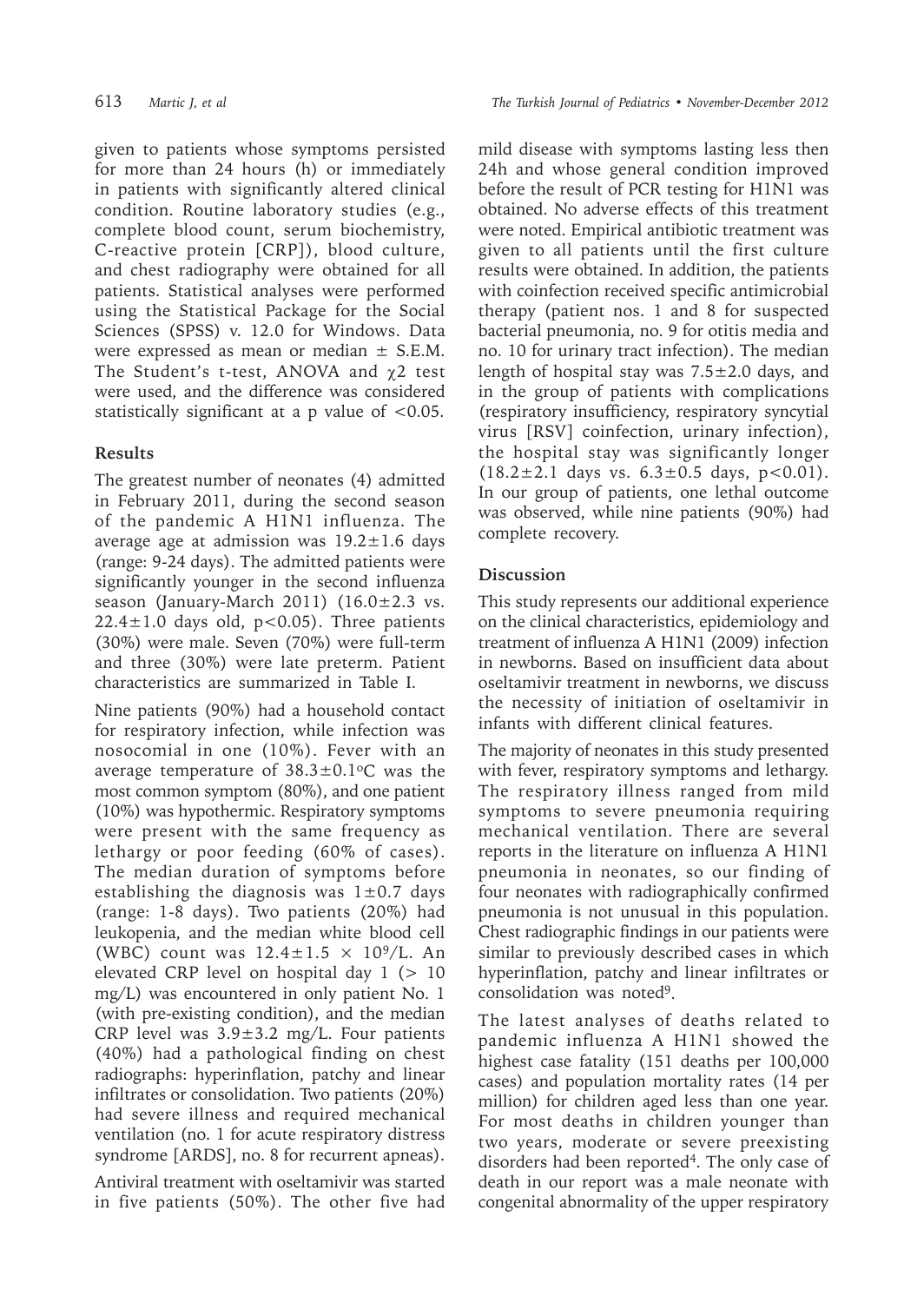given to patients whose symptoms persisted for more than 24 hours (h) or immediately in patients with significantly altered clinical condition. Routine laboratory studies (e.g., complete blood count, serum biochemistry, C-reactive protein [CRP]), blood culture, and chest radiography were obtained for all patients. Statistical analyses were performed using the Statistical Package for the Social Sciences (SPSS) v. 12.0 for Windows. Data were expressed as mean or median ± S.E.M. The Student's t-test, ANOVA and $\chi 2$ test were used, and the difference was considered statistically significant at a p value of $<0.05$.

## Results

The greatest number of neonates (4) admitted in February 2011, during the second season of the pandemic A H1N1 influenza. The average age at admission was 19.2±1.6 days (range: 9-24 days). The admitted patients were significantly younger in the second influenza season (January-March 2011) (16.0±2.3 vs. 22.4±1.0 days old, $p<0.05$). Three patients (30%) were male. Seven (70%) were full-term and three (30%) were late preterm. Patient characteristics are summarized in Table I.

Nine patients (90%) had a household contact for respiratory infection, while infection was nosocomial in one (10%). Fever with an average temperature of 38.3±0.1°C was the most common symptom (80%), and one patient (10%) was hypothermic. Respiratory symptoms were present with the same frequency as lethargy or poor feeding (60% of cases). The median duration of symptoms before establishing the diagnosis was 1±0.7 days (range: 1-8 days). Two patients (20%) had leukopenia, and the median white blood cell (WBC) count was $12.4 \pm 1.5 \times 10^9$/L. An elevated CRP level on hospital day 1 (> 10 mg/L) was encountered in only patient No. 1 (with pre-existing condition), and the median CRP level was 3.9±3.2 mg/L. Four patients (40%) had a pathological finding on chest radiographs: hyperinflation, patchy and linear infiltrates or consolidation. Two patients (20%) had severe illness and required mechanical ventilation (no. 1 for acute respiratory distress syndrome [ARDS], no. 8 for recurrent apneas).

Antiviral treatment with oseltamivir was started in five patients (50%). The other five had mild disease with symptoms lasting less then 24h and whose general condition improved before the result of PCR testing for H1N1 was obtained. No adverse effects of this treatment were noted. Empirical antibiotic treatment was given to all patients until the first culture results were obtained. In addition, the patients with coinfection received specific antimicrobial therapy (patient nos. 1 and 8 for suspected bacterial pneumonia, no. 9 for otitis media and no. 10 for urinary tract infection). The median length of hospital stay was 7.5±2.0 days, and in the group of patients with complications (respiratory insufficiency, respiratory syncytial virus [RSV] coinfection, urinary infection), the hospital stay was significantly longer (18.2±2.1 days vs. 6.3±0.5 days, $p<0.01$). In our group of patients, one lethal outcome was observed, while nine patients (90%) had complete recovery.

## Discussion

This study represents our additional experience on the clinical characteristics, epidemiology and treatment of influenza A H1N1 (2009) infection in newborns. Based on insufficient data about oseltamivir treatment in newborns, we discuss the necessity of initiation of oseltamivir in infants with different clinical features.

The majority of neonates in this study presented with fever, respiratory symptoms and lethargy. The respiratory illness ranged from mild symptoms to severe pneumonia requiring mechanical ventilation. There are several reports in the literature on influenza A H1N1 pneumonia in neonates, so our finding of four neonates with radiographically confirmed pneumonia is not unusual in this population. Chest radiographic findings in our patients were similar to previously described cases in which hyperinflation, patchy and linear infiltrates or consolidation was noted[9].

The latest analyses of deaths related to pandemic influenza A H1N1 showed the highest case fatality (151 deaths per 100,000 cases) and population mortality rates (14 per million) for children aged less than one year. For most deaths in children younger than two years, moderate or severe preexisting disorders had been reported[4]. The only case of death in our report was a male neonate with congenital abnormality of the upper respiratory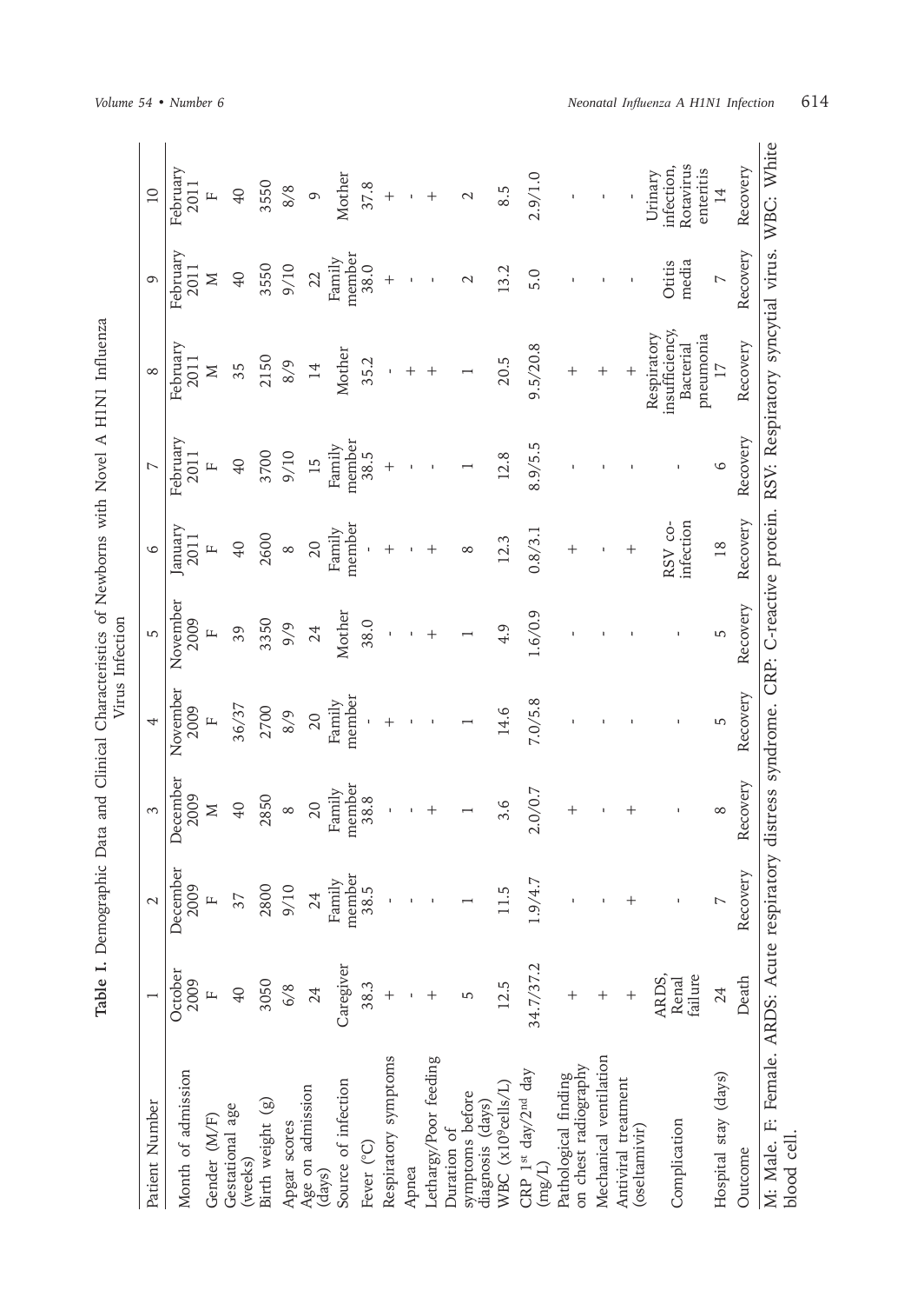**Table I.** Demographic Data and Clinical Characteristics of Newborns with Novel A H1N1 Influenza Virus Infection

| Patient Number | 1 | 2 | 3 | 4 | 5 | 6 | 7 | 8 | 9 | 10 |
|---|---|---|---|---|---|---|---|---|---|---|
| Month of admission | October 2009 | December 2009 | December 2009 | November 2009 | November 2009 | January 2011 | February 2011 | February 2011 | February 2011 | February 2011 |
| Gender (M/F) | F | F | M | F | F | F | F | M | M | F |
| Gestational age (weeks) | 40 | 37 | 40 | 36/37 | 39 | 40 | 40 | 35 | 40 | 40 |
| Birth weight (g) | 3050 | 2800 | 2850 | 2700 | 3350 | 2600 | 3700 | 2150 | 3550 | 3550 |
| Apgar scores | 6/8 | 9/10 | 8 | 8/9 | 9/9 | 8 | 9/10 | 8/9 | 9/10 | 8/8 |
| Age on admission (days) | 24 | 24 | 20 | 20 | 24 | 20 | 15 | 14 | 22 | 9 |
| Source of infection | Caregiver | Family member | Family member | Family member | Mother | Family member | Family member | Mother | Family member | Mother |
| Fever (°C) | 38.3 | 38.5 | 38.8 | - | 38.0 | - | 38.5 | 35.2 | 38.0 | 37.8 |
| Respiratory symptoms | + | - | - | + | - | + | + | - | + | + |
| Apnea | - | - | - | - | - | - | - | + | - | - |
| Lethargy/Poor feeding | + | - | + | - | + | + | - | + | - | + |
| Duration of symptoms before diagnosis (days) | 5 | 1 | 1 | 1 | 1 | 8 | 1 | 1 | 2 | 2 |
| WBC ($x10^9$cells/L) | 12.5 | 11.5 | 3.6 | 14.6 | 4.9 | 12.3 | 12.8 | 20.5 | 13.2 | 8.5 |
| CRP 1st day/2nd day (mg/L) | 34.7/37.2 | 1.9/4.7 | 2.0/0.7 | 7.0/5.8 | 1.6/0.9 | 0.8/3.1 | 8.9/5.5 | 9.5/20.8 | 5.0 | 2.9/1.0 |
| Pathological finding on chest radiography | + | - | + | - | - | + | - | + | - | - |
| Mechanical ventilation | + | - | - | - | - | - | - | + | - | - |
| Antiviral treatment (oseltamivir) | + | + | + | - | - | + | - | + | - | - |
| Complication | ARDS, Renal failure | - | - | - | - | RSV co-infection | - | Respiratory insufficiency, Bacterial pneumonia | Otitis media | Urinary infection, Rotavirus enteritis |
| Hospital stay (days) | 24 | 7 | 8 | 5 | 5 | 18 | 6 | 17 | 7 | 14 |
| Outcome | Death | Recovery | Recovery | Recovery | Recovery | Recovery | Recovery | Recovery | Recovery | Recovery |

M: Male. F: Female. ARDS: Acute respiratory distress syndrome. CRP: C-reactive protein. RSV: Respiratory syncytial virus. WBC: White blood cell.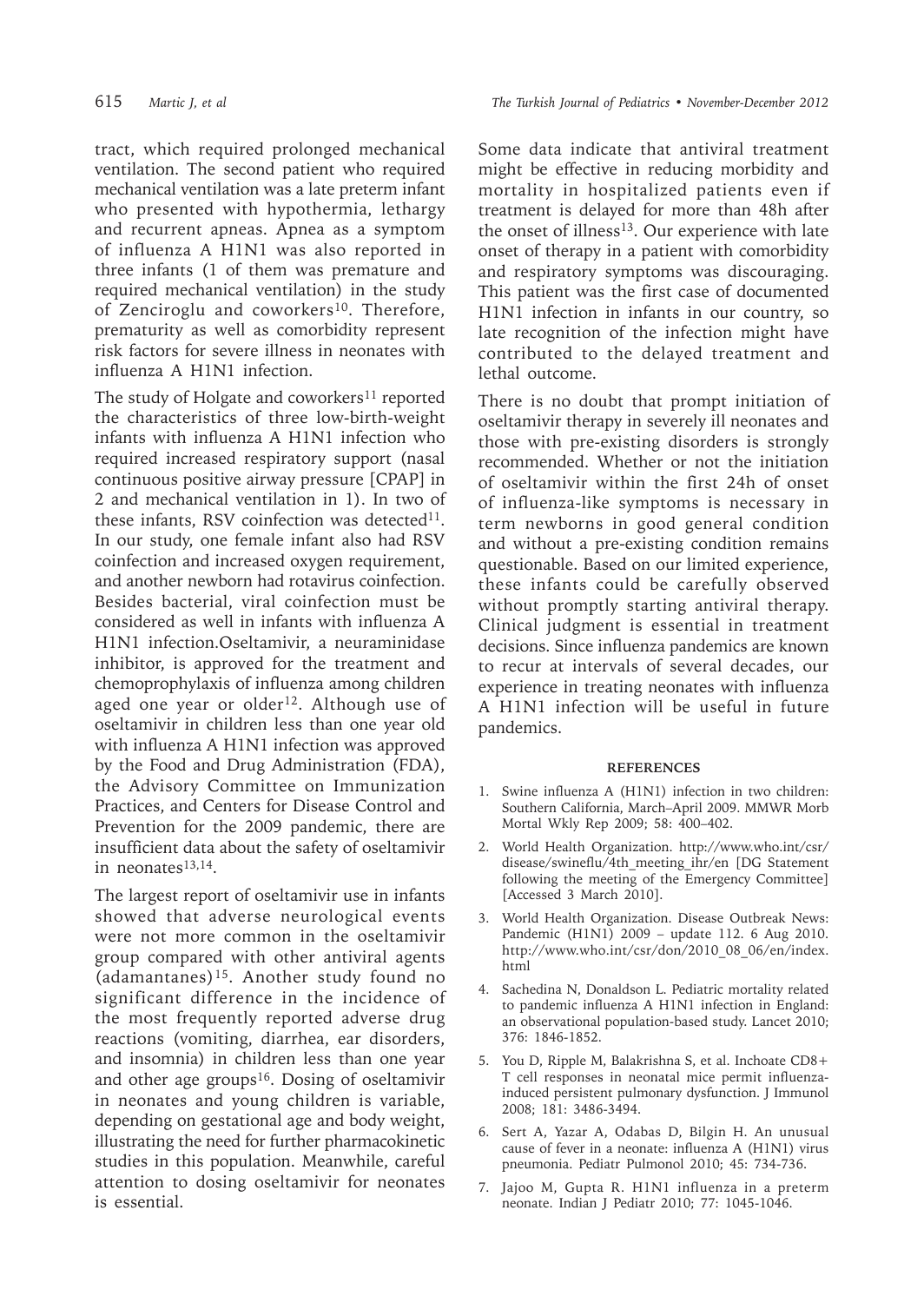tract, which required prolonged mechanical ventilation. The second patient who required mechanical ventilation was a late preterm infant who presented with hypothermia, lethargy and recurrent apneas. Apnea as a symptom of influenza A H1N1 was also reported in three infants (1 of them was premature and required mechanical ventilation) in the study of Zenciroglu and coworkers[10]. Therefore, prematurity as well as comorbidity represent risk factors for severe illness in neonates with influenza A H1N1 infection.

The study of Holgate and coworkers[11] reported the characteristics of three low-birth-weight infants with influenza A H1N1 infection who required increased respiratory support (nasal continuous positive airway pressure [CPAP] in 2 and mechanical ventilation in 1). In two of these infants, RSV coinfection was detected[11]. In our study, one female infant also had RSV coinfection and increased oxygen requirement, and another newborn had rotavirus coinfection. Besides bacterial, viral coinfection must be considered as well in infants with influenza A H1N1 infection.Oseltamivir, a neuraminidase inhibitor, is approved for the treatment and chemoprophylaxis of influenza among children aged one year or older[12]. Although use of oseltamivir in children less than one year old with influenza A H1N1 infection was approved by the Food and Drug Administration (FDA), the Advisory Committee on Immunization Practices, and Centers for Disease Control and Prevention for the 2009 pandemic, there are insufficient data about the safety of oseltamivir in neonates[13,14].

The largest report of oseltamivir use in infants showed that adverse neurological events were not more common in the oseltamivir group compared with other antiviral agents (adamantanes)[15]. Another study found no significant difference in the incidence of the most frequently reported adverse drug reactions (vomiting, diarrhea, ear disorders, and insomnia) in children less than one year and other age groups[16]. Dosing of oseltamivir in neonates and young children is variable, depending on gestational age and body weight, illustrating the need for further pharmacokinetic studies in this population. Meanwhile, careful attention to dosing oseltamivir for neonates is essential.

Some data indicate that antiviral treatment might be effective in reducing morbidity and mortality in hospitalized patients even if treatment is delayed for more than 48h after the onset of illness[13]. Our experience with late onset of therapy in a patient with comorbidity and respiratory symptoms was discouraging. This patient was the first case of documented H1N1 infection in infants in our country, so late recognition of the infection might have contributed to the delayed treatment and lethal outcome.

There is no doubt that prompt initiation of oseltamivir therapy in severely ill neonates and those with pre-existing disorders is strongly recommended. Whether or not the initiation of oseltamivir within the first 24h of onset of influenza-like symptoms is necessary in term newborns in good general condition and without a pre-existing condition remains questionable. Based on our limited experience, these infants could be carefully observed without promptly starting antiviral therapy. Clinical judgment is essential in treatment decisions. Since influenza pandemics are known to recur at intervals of several decades, our experience in treating neonates with influenza A H1N1 infection will be useful in future pandemics.

## REFERENCES

1. Swine influenza A (H1N1) infection in two children: Southern California, March–April 2009. MMWR Morb Mortal Wkly Rep 2009; 58: 400–402.
2. World Health Organization. http://www.who.int/csr/disease/swineflu/4th_meeting_ihr/en [DG Statement following the meeting of the Emergency Committee] [Accessed 3 March 2010].
3. World Health Organization. Disease Outbreak News: Pandemic (H1N1) 2009 – update 112. 6 Aug 2010. http://www.who.int/csr/don/2010_08_06/en/index.html
4. Sachedina N, Donaldson L. Pediatric mortality related to pandemic influenza A H1N1 infection in England: an observational population-based study. Lancet 2010; 376: 1846-1852.
5. You D, Ripple M, Balakrishna S, et al. Inchoate CD8+ T cell responses in neonatal mice permit influenza-induced persistent pulmonary dysfunction. J Immunol 2008; 181: 3486-3494.
6. Sert A, Yazar A, Odabas D, Bilgin H. An unusual cause of fever in a neonate: influenza A (H1N1) virus pneumonia. Pediatr Pulmonol 2010; 45: 734-736.
7. Jajoo M, Gupta R. H1N1 influenza in a preterm neonate. Indian J Pediatr 2010; 77: 1045-1046.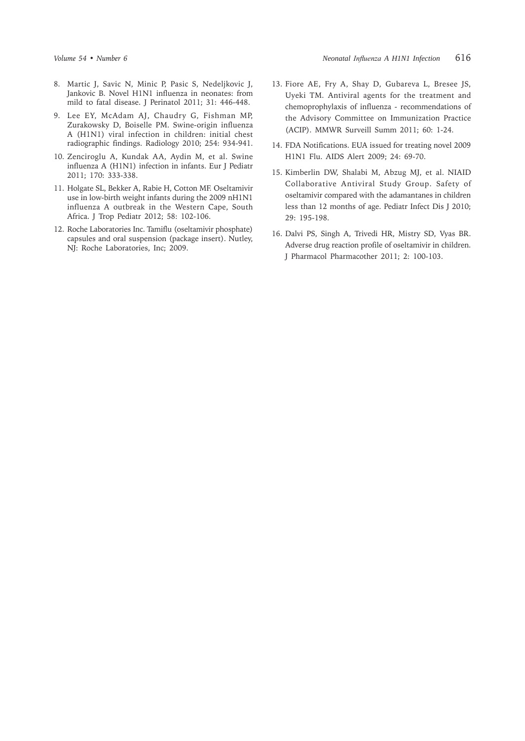8. Martic J, Savic N, Minic P, Pasic S, Nedeljkovic J, Jankovic B. Novel H1N1 influenza in neonates: from mild to fatal disease. J Perinatol 2011; 31: 446-448.
9. Lee EY, McAdam AJ, Chaudry G, Fishman MP, Zurakowsky D, Boiselle PM. Swine-origin influenza A (H1N1) viral infection in children: initial chest radiographic findings. Radiology 2010; 254: 934-941.
10. Zenciroglu A, Kundak AA, Aydin M, et al. Swine influenza A (H1N1) infection in infants. Eur J Pediatr 2011; 170: 333-338.
11. Holgate SL, Bekker A, Rabie H, Cotton MF. Oseltamivir use in low-birth weight infants during the 2009 nH1N1 influenza A outbreak in the Western Cape, South Africa. J Trop Pediatr 2012; 58: 102-106.
12. Roche Laboratories Inc. Tamiflu (oseltamivir phosphate) capsules and oral suspension (package insert). Nutley, NJ: Roche Laboratories, Inc; 2009.
13. Fiore AE, Fry A, Shay D, Gubareva L, Bresee JS, Uyeki TM. Antiviral agents for the treatment and chemoprophylaxis of influenza - recommendations of the Advisory Committee on Immunization Practice (ACIP). MMWR Surveill Summ 2011; 60: 1-24.
14. FDA Notifications. EUA issued for treating novel 2009 H1N1 Flu. AIDS Alert 2009; 24: 69-70.
15. Kimberlin DW, Shalabi M, Abzug MJ, et al. NIAID Collaborative Antiviral Study Group. Safety of oseltamivir compared with the adamantanes in children less than 12 months of age. Pediatr Infect Dis J 2010; 29: 195-198.
16. Dalvi PS, Singh A, Trivedi HR, Mistry SD, Vyas BR. Adverse drug reaction profile of oseltamivir in children. J Pharmacol Pharmacother 2011; 2: 100-103.